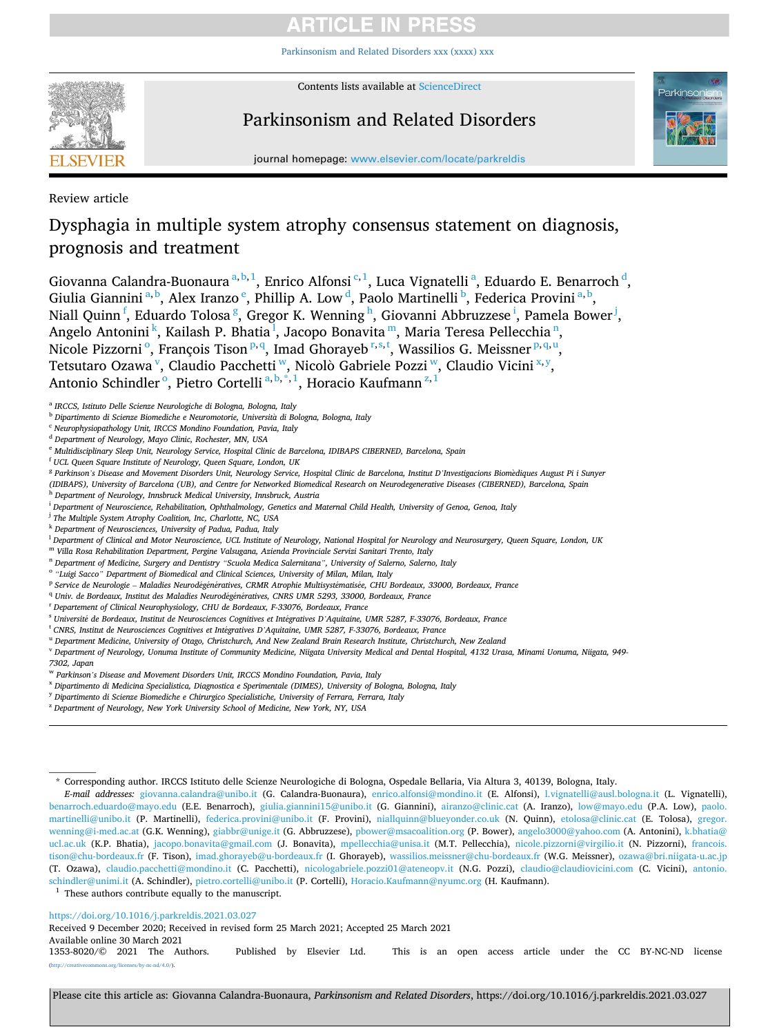Review article

# Dysphagia in multiple system atrophy consensus statement on diagnosis, prognosis and treatment

Giovanna Calandra-Buonaura[a,b,1], Enrico Alfonsi[c,1], Luca Vignatelli[a], Eduardo E. Benarroch[d], Giulia Giannini[a,b], Alex Iranzo[e], Phillip A. Low[d], Paolo Martinelli[b], Federica Provini[a,b], Niall Quinn[f], Eduardo Tolosa[g], Gregor K. Wenning[h], Giovanni Abbruzzese[i], Pamela Bower[j], Angelo Antonini[k], Kailash P. Bhatia[l], Jacopo Bonavita[m], Maria Teresa Pellecchia[n], Nicole Pizzorni[o], François Tison[p,q], Imad Ghorayeb[r,s,t], Wassilios G. Meissner[p,q,u], Tetsutaro Ozawa[v], Claudio Pacchetti[w], Nicolò Gabriele Pozzi[w], Claudio Vicini[x,y], Antonio Schindler[o], Pietro Cortelli[a,b,*,1], Horacio Kaufmann[z,1]

[a] IRCCS, Istituto Delle Scienze Neurologiche di Bologna, Bologna, Italy
[b] Dipartimento di Scienze Biomediche e Neuromotorie, Università di Bologna, Bologna, Italy
[c] Neurophysiopathology Unit, IRCCS Mondino Foundation, Pavia, Italy
[d] Department of Neurology, Mayo Clinic, Rochester, MN, USA
[e] Multidisciplinary Sleep Unit, Neurology Service, Hospital Clinic de Barcelona, IDIBAPS CIBERNED, Barcelona, Spain
[f] UCL Queen Square Institute of Neurology, Queen Square, London, UK
[g] Parkinson's Disease and Movement Disorders Unit, Neurology Service, Hospital Clinic de Barcelona, Institut D'Investigacions Biomèdiques August Pi i Sunyer (IDIBAPS), University of Barcelona (UB), and Centre for Networked Biomedical Research on Neurodegenerative Diseases (CIBERNED), Barcelona, Spain
[h] Department of Neurology, Innsbruck Medical University, Innsbruck, Austria
[i] Department of Neuroscience, Rehabilitation, Ophthalmology, Genetics and Maternal Child Health, University of Genoa, Genoa, Italy
[j] The Multiple System Atrophy Coalition, Inc, Charlotte, NC, USA
[k] Department of Neurosciences, University of Padua, Padua, Italy
[l] Department of Clinical and Motor Neuroscience, UCL Institute of Neurology, National Hospital for Neurology and Neurosurgery, Queen Square, London, UK
[m] Villa Rosa Rehabilitation Department, Pergine Valsugana, Azienda Provinciale Servizi Sanitari Trento, Italy
[n] Department of Medicine, Surgery and Dentistry "Scuola Medica Salernitana", University of Salerno, Salerno, Italy
[o] "Luigi Sacco" Department of Biomedical and Clinical Sciences, University of Milan, Milan, Italy
[p] Service de Neurologie – Maladies Neurodégénératives, CRMR Atrophie Multisystématisée, CHU Bordeaux, 33000, Bordeaux, France
[q] Univ. de Bordeaux, Institut des Maladies Neurodégénératives, CNRS UMR 5293, 33000, Bordeaux, France
[r] Departement of Clinical Neurophysiology, CHU de Bordeaux, F-33076, Bordeaux, France
[s] Université de Bordeaux, Institut de Neurosciences Cognitives et Intégratives D'Aquitaine, UMR 5287, F-33076, Bordeaux, France
[t] CNRS, Institut de Neurosciences Cognitives et Intégratives D'Aquitaine, UMR 5287, F-33076, Bordeaux, France
[u] Department Medicine, University of Otago, Christchurch, And New Zealand Brain Research Institute, Christchurch, New Zealand
[v] Department of Neurology, Uonuma Institute of Community Medicine, Niigata University Medical and Dental Hospital, 4132 Urasa, Minami Uonuma, Niigata, 949-7302, Japan
[w] Parkinson's Disease and Movement Disorders Unit, IRCCS Mondino Foundation, Pavia, Italy
[x] Dipartimento di Medicina Specialistica, Diagnostica e Sperimentale (DIMES), University of Bologna, Bologna, Italy
[y] Dipartimento di Scienze Biomediche e Chirurgico Specialistiche, University of Ferrara, Ferrara, Italy
[z] Department of Neurology, New York University School of Medicine, New York, NY, USA

---

\* Corresponding author. IRCCS Istituto delle Scienze Neurologiche di Bologna, Ospedale Bellaria, Via Altura 3, 40139, Bologna, Italy.

*E-mail addresses:* giovanna.calandra@unibo.it (G. Calandra-Buonaura), enrico.alfonsi@mondino.it (E. Alfonsi), l.vignatelli@ausl.bologna.it (L. Vignatelli), benarroch.eduardo@mayo.edu (E.E. Benarroch), giulia.giannini15@unibo.it (G. Giannini), airanzo@clinic.cat (A. Iranzo), low@mayo.edu (P.A. Low), paolo.martinelli@unibo.it (P. Martinelli), federica.provini@unibo.it (F. Provini), niallquinn@blueyonder.co.uk (N. Quinn), etolosa@clinic.cat (E. Tolosa), gregor.wenning@i-med.ac.at (G.K. Wenning), giabbr@unige.it (G. Abbruzzese), pbower@msacoalition.org (P. Bower), angelo3000@yahoo.com (A. Antonini), k.bhatia@ucl.ac.uk (K.P. Bhatia), jacopo.bonavita@gmail.com (J. Bonavita), mpellecchia@unisa.it (M.T. Pellecchia), nicole.pizzorni@virgilio.it (N. Pizzorni), francois.tison@chu-bordeaux.fr (F. Tison), imad.ghorayeb@u-bordeaux.fr (I. Ghorayeb), wassilios.meissner@chu-bordeaux.fr (W.G. Meissner), ozawa@bri.niigata-u.ac.jp (T. Ozawa), claudio.pacchetti@mondino.it (C. Pacchetti), nicologabriele.pozzi01@ateneopv.it (N.G. Pozzi), claudio@claudiovicini.com (C. Vicini), antonio.schindler@unimi.it (A. Schindler), pietro.cortelli@unibo.it (P. Cortelli), Horacio.Kaufmann@nyumc.org (H. Kaufmann).

[1] These authors contribute equally to the manuscript.

https://doi.org/10.1016/j.parkreldis.2021.03.027
Received 9 December 2020; Received in revised form 25 March 2021; Accepted 25 March 2021
Available online 30 March 2021
1353-8020/© 2021 The Authors. Published by Elsevier Ltd. This is an open access article under the CC BY-NC-ND license (http://creativecommons.org/licenses/by-nc-nd/4.0/).

Please cite this article as: Giovanna Calandra-Buonaura, *Parkinsonism and Related Disorders*, https://doi.org/10.1016/j.parkreldis.2021.03.027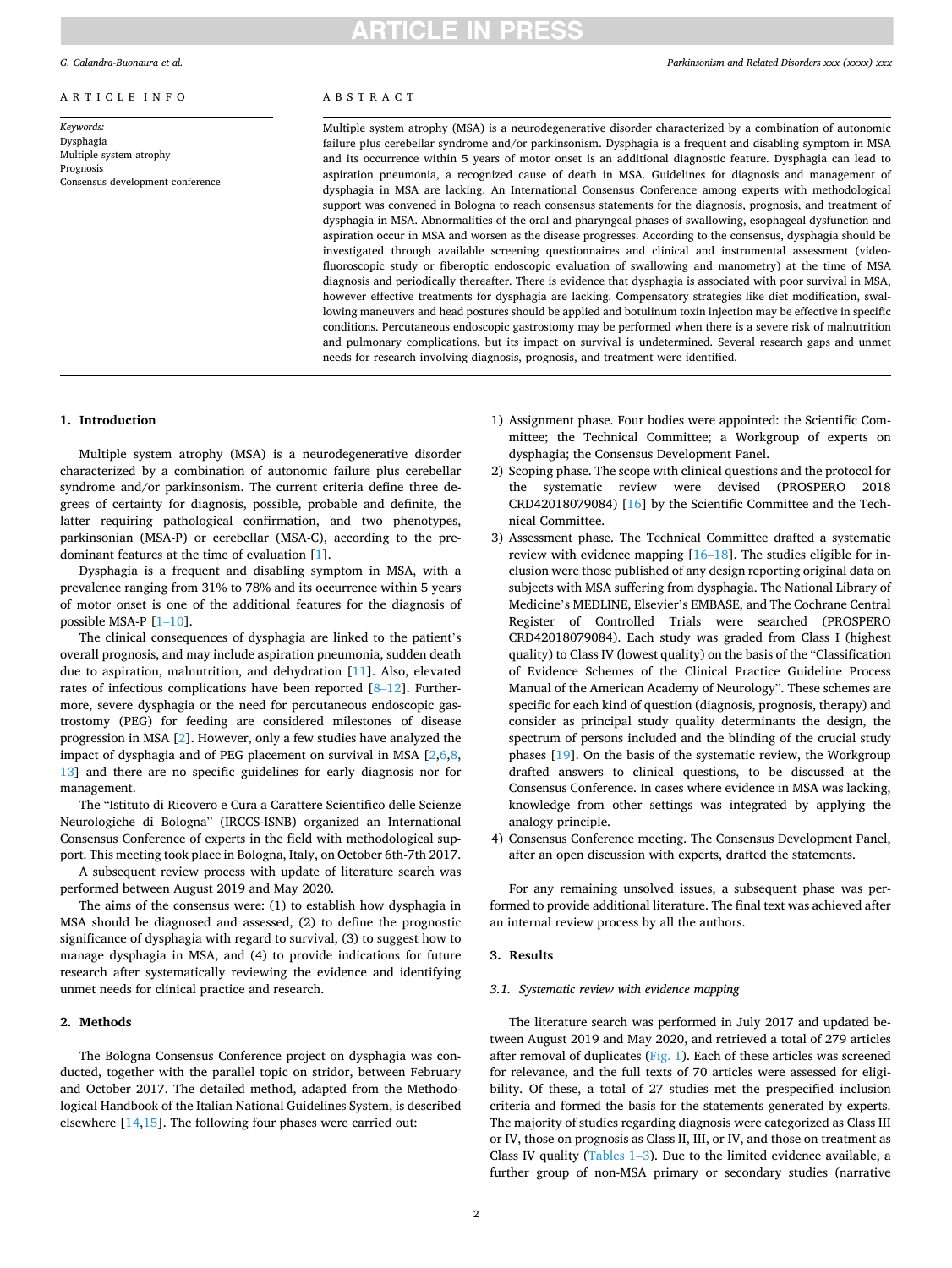ARTICLE INFO

*Keywords:*
Dysphagia
Multiple system atrophy
Prognosis
Consensus development conference

ABSTRACT

Multiple system atrophy (MSA) is a neurodegenerative disorder characterized by a combination of autonomic failure plus cerebellar syndrome and/or parkinsonism. Dysphagia is a frequent and disabling symptom in MSA and its occurrence within 5 years of motor onset is an additional diagnostic feature. Dysphagia can lead to aspiration pneumonia, a recognized cause of death in MSA. Guidelines for diagnosis and management of dysphagia in MSA are lacking. An International Consensus Conference among experts with methodological support was convened in Bologna to reach consensus statements for the diagnosis, prognosis, and treatment of dysphagia in MSA. Abnormalities of the oral and pharyngeal phases of swallowing, esophageal dysfunction and aspiration occur in MSA and worsen as the disease progresses. According to the consensus, dysphagia should be investigated through available screening questionnaires and clinical and instrumental assessment (videofluoroscopic study or fiberoptic endoscopic evaluation of swallowing and manometry) at the time of MSA diagnosis and periodically thereafter. There is evidence that dysphagia is associated with poor survival in MSA, however effective treatments for dysphagia are lacking. Compensatory strategies like diet modification, swallowing maneuvers and head postures should be applied and botulinum toxin injection may be effective in specific conditions. Percutaneous endoscopic gastrostomy may be performed when there is a severe risk of malnutrition and pulmonary complications, but its impact on survival is undetermined. Several research gaps and unmet needs for research involving diagnosis, prognosis, and treatment were identified.

## 1. Introduction

Multiple system atrophy (MSA) is a neurodegenerative disorder characterized by a combination of autonomic failure plus cerebellar syndrome and/or parkinsonism. The current criteria define three degrees of certainty for diagnosis, possible, probable and definite, the latter requiring pathological confirmation, and two phenotypes, parkinsonian (MSA-P) or cerebellar (MSA-C), according to the predominant features at the time of evaluation [1].

Dysphagia is a frequent and disabling symptom in MSA, with a prevalence ranging from 31% to 78% and its occurrence within 5 years of motor onset is one of the additional features for the diagnosis of possible MSA-P [1–10].

The clinical consequences of dysphagia are linked to the patient's overall prognosis, and may include aspiration pneumonia, sudden death due to aspiration, malnutrition, and dehydration [11]. Also, elevated rates of infectious complications have been reported [8–12]. Furthermore, severe dysphagia or the need for percutaneous endoscopic gastrostomy (PEG) for feeding are considered milestones of disease progression in MSA [2]. However, only a few studies have analyzed the impact of dysphagia and of PEG placement on survival in MSA [2,6,8,13] and there are no specific guidelines for early diagnosis nor for management.

The "Istituto di Ricovero e Cura a Carattere Scientifico delle Scienze Neurologiche di Bologna" (IRCCS-ISNB) organized an International Consensus Conference of experts in the field with methodological support. This meeting took place in Bologna, Italy, on October 6th-7th 2017.

A subsequent review process with update of literature search was performed between August 2019 and May 2020.

The aims of the consensus were: (1) to establish how dysphagia in MSA should be diagnosed and assessed, (2) to define the prognostic significance of dysphagia with regard to survival, (3) to suggest how to manage dysphagia in MSA, and (4) to provide indications for future research after systematically reviewing the evidence and identifying unmet needs for clinical practice and research.

## 2. Methods

The Bologna Consensus Conference project on dysphagia was conducted, together with the parallel topic on stridor, between February and October 2017. The detailed method, adapted from the Methodological Handbook of the Italian National Guidelines System, is described elsewhere [14,15]. The following four phases were carried out:

1) Assignment phase. Four bodies were appointed: the Scientific Committee; the Technical Committee; a Workgroup of experts on dysphagia; the Consensus Development Panel.
2) Scoping phase. The scope with clinical questions and the protocol for the systematic review were devised (PROSPERO 2018 CRD42018079084) [16] by the Scientific Committee and the Technical Committee.
3) Assessment phase. The Technical Committee drafted a systematic review with evidence mapping [16–18]. The studies eligible for inclusion were those published of any design reporting original data on subjects with MSA suffering from dysphagia. The National Library of Medicine's MEDLINE, Elsevier's EMBASE, and The Cochrane Central Register of Controlled Trials were searched (PROSPERO CRD42018079084). Each study was graded from Class I (highest quality) to Class IV (lowest quality) on the basis of the "Classification of Evidence Schemes of the Clinical Practice Guideline Process Manual of the American Academy of Neurology". These schemes are specific for each kind of question (diagnosis, prognosis, therapy) and consider as principal study quality determinants the design, the spectrum of persons included and the blinding of the crucial study phases [19]. On the basis of the systematic review, the Workgroup drafted answers to clinical questions, to be discussed at the Consensus Conference. In cases where evidence in MSA was lacking, knowledge from other settings was integrated by applying the analogy principle.
4) Consensus Conference meeting. The Consensus Development Panel, after an open discussion with experts, drafted the statements.

For any remaining unsolved issues, a subsequent phase was performed to provide additional literature. The final text was achieved after an internal review process by all the authors.

## 3. Results

### 3.1. Systematic review with evidence mapping

The literature search was performed in July 2017 and updated between August 2019 and May 2020, and retrieved a total of 279 articles after removal of duplicates (Fig. 1). Each of these articles was screened for relevance, and the full texts of 70 articles were assessed for eligibility. Of these, a total of 27 studies met the prespecified inclusion criteria and formed the basis for the statements generated by experts. The majority of studies regarding diagnosis were categorized as Class III or IV, those on prognosis as Class II, III, or IV, and those on treatment as Class IV quality (Tables 1–3). Due to the limited evidence available, a further group of non-MSA primary or secondary studies (narrative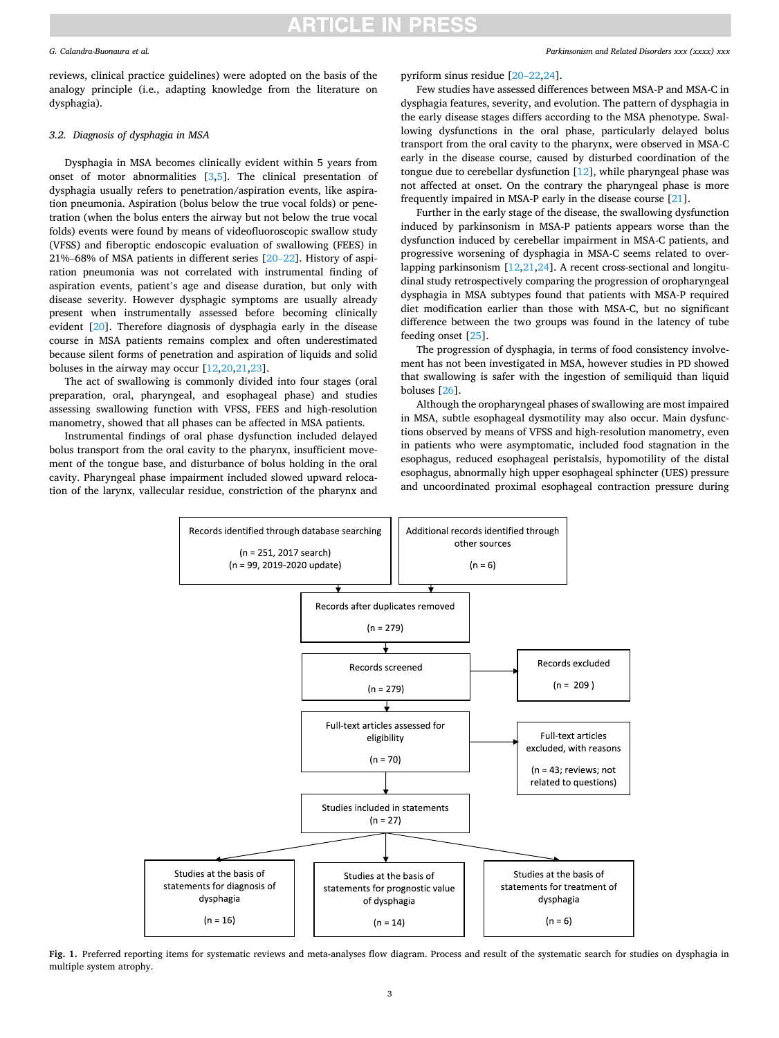reviews, clinical practice guidelines) were adopted on the basis of the analogy principle (i.e., adapting knowledge from the literature on dysphagia).

### 3.2. Diagnosis of dysphagia in MSA

Dysphagia in MSA becomes clinically evident within 5 years from onset of motor abnormalities [3,5]. The clinical presentation of dysphagia usually refers to penetration/aspiration events, like aspiration pneumonia. Aspiration (bolus below the true vocal folds) or penetration (when the bolus enters the airway but not below the true vocal folds) events were found by means of videofluoroscopic swallow study (VFSS) and fiberoptic endoscopic evaluation of swallowing (FEES) in 21%–68% of MSA patients in different series [20–22]. History of aspiration pneumonia was not correlated with instrumental finding of aspiration events, patient's age and disease duration, but only with disease severity. However dysphagic symptoms are usually already present when instrumentally assessed before becoming clinically evident [20]. Therefore diagnosis of dysphagia early in the disease course in MSA patients remains complex and often underestimated because silent forms of penetration and aspiration of liquids and solid boluses in the airway may occur [12,20,21,23].

The act of swallowing is commonly divided into four stages (oral preparation, oral, pharyngeal, and esophageal phase) and studies assessing swallowing function with VFSS, FEES and high-resolution manometry, showed that all phases can be affected in MSA patients.

Instrumental findings of oral phase dysfunction included delayed bolus transport from the oral cavity to the pharynx, insufficient movement of the tongue base, and disturbance of bolus holding in the oral cavity. Pharyngeal phase impairment included slowed upward relocation of the larynx, vallecular residue, constriction of the pharynx and pyriform sinus residue [20–22,24].

Few studies have assessed differences between MSA-P and MSA-C in dysphagia features, severity, and evolution. The pattern of dysphagia in the early disease stages differs according to the MSA phenotype. Swallowing dysfunctions in the oral phase, particularly delayed bolus transport from the oral cavity to the pharynx, were observed in MSA-C early in the disease course, caused by disturbed coordination of the tongue due to cerebellar dysfunction [12], while pharyngeal phase was not affected at onset. On the contrary the pharyngeal phase is more frequently impaired in MSA-P early in the disease course [21].

Further in the early stage of the disease, the swallowing dysfunction induced by parkinsonism in MSA-P patients appears worse than the dysfunction induced by cerebellar impairment in MSA-C patients, and progressive worsening of dysphagia in MSA-C seems related to overlapping parkinsonism [12,21,24]. A recent cross-sectional and longitudinal study retrospectively comparing the progression of oropharyngeal dysphagia in MSA subtypes found that patients with MSA-P required diet modification earlier than those with MSA-C, but no significant difference between the two groups was found in the latency of tube feeding onset [25].

The progression of dysphagia, in terms of food consistency involvement has not been investigated in MSA, however studies in PD showed that swallowing is safer with the ingestion of semiliquid than liquid boluses [26].

Although the oropharyngeal phases of swallowing are most impaired in MSA, subtle esophageal dysmotility may also occur. Main dysfunctions observed by means of VFSS and high-resolution manometry, even in patients who were asymptomatic, included food stagnation in the esophagus, reduced esophageal peristalsis, hypomotility of the distal esophagus, abnormally high upper esophageal sphincter (UES) pressure and uncoordinated proximal esophageal contraction pressure during

Records identified through database searching (n = 251, 2017 search) (n = 99, 2019-2020 update)

Additional records identified through other sources (n = 6)

Records after duplicates removed (n = 279)

Records screened (n = 279)

Records excluded (n = 209)

Full-text articles assessed for eligibility (n = 70)

Full-text articles excluded, with reasons (n = 43; reviews; not related to questions)

Studies included in statements (n = 27)

Studies at the basis of statements for diagnosis of dysphagia (n = 16)

Studies at the basis of statements for prognostic value of dysphagia (n = 14)

Studies at the basis of statements for treatment of dysphagia (n = 6)

**Fig. 1.** Preferred reporting items for systematic reviews and meta-analyses flow diagram. Process and result of the systematic search for studies on dysphagia in multiple system atrophy.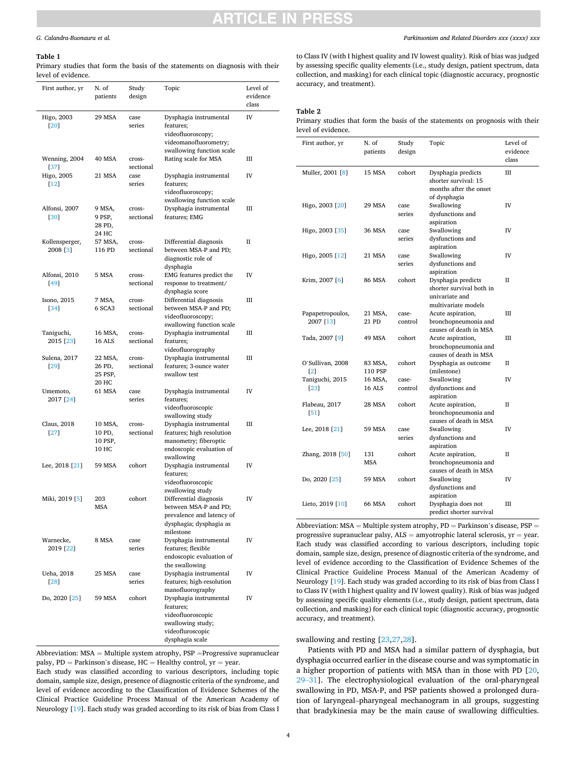**Table 1**
Primary studies that form the basis of the statements on diagnosis with their level of evidence.

| First author, yr | N. of patients | Study design | Topic | Level of evidence class |
|---|---|---|---|---|
| Higo, 2003 [20] | 29 MSA | case series | Dysphagia instrumental features; videofluoroscopy; videomanofluorometry; swallowing function scale | IV |
| Wenning, 2004 [37] | 40 MSA | cross-sectional | Rating scale for MSA | III |
| Higo, 2005 [12] | 21 MSA | case series | Dysphagia instrumental features; videofluoroscopy; swallowing function scale | IV |
| Alfonsi, 2007 [30] | 9 MSA, 9 PSP, 28 PD, 24 HC | cross-sectional | Dysphagia instrumental features; EMG | III |
| Kollensperger, 2008 [3] | 57 MSA, 116 PD | cross-sectional | Differential diagnosis between MSA-P and PD; diagnostic role of dysphagia | II |
| Alfonsi, 2010 [49] | 5 MSA | cross-sectional | EMG features predict the response to treatment/ dysphagia score | IV |
| Isono, 2015 [34] | 7 MSA, 6 SCA3 | cross-sectional | Differential diagnosis between MSA-P and PD; videofluoroscopy; swallowing function scale | III |
| Taniguchi, 2015 [23] | 16 MSA, 16 ALS | cross-sectional | Dysphagia instrumental features; videofluorography | III |
| Sulena, 2017 [29] | 22 MSA, 26 PD, 25 PSP, 20 HC | cross-sectional | Dysphagia instrumental features; 3-ounce water swallow test | III |
| Umemoto, 2017 [24] | 61 MSA | case series | Dysphagia instrumental features; videofluoroscopic swallowing study | IV |
| Claus, 2018 [27] | 10 MSA, 10 PD, 10 PSP, 10 HC | cross-sectional | Dysphagia instrumental features; high resolution manometry; fiberoptic endoscopic evaluation of swallowing | III |
| Lee, 2018 [21] | 59 MSA | cohort | Dysphagia instrumental features; videofluoroscopic swallowing study | IV |
| Miki, 2019 [5] | 203 MSA | cohort | Differential diagnosis between MSA-P and PD; prevalence and latency of dysphagia; dysphagia as milestone | IV |
| Warnecke, 2019 [22] | 8 MSA | case series | Dysphagia instrumental features; flexible endoscopic evaluation of the swallowing | IV |
| Ueha, 2018 [28] | 25 MSA | case series | Dysphagia instrumental features; high-resolution manofluorography | IV |
| Do, 2020 [25] | 59 MSA | cohort | Dysphagia instrumental features; videofluoroscopic swallowing study; videofluoroscopic dysphagia scale | IV |

Abbreviation: MSA = Multiple system atrophy, PSP =Progressive supranuclear palsy, PD = Parkinson's disease, HC = Healthy control, yr = year.
Each study was classified according to various descriptors, including topic domain, sample size, design, presence of diagnostic criteria of the syndrome, and level of evidence according to the Classification of Evidence Schemes of the Clinical Practice Guideline Process Manual of the American Academy of Neurology [19]. Each study was graded according to its risk of bias from Class I to Class IV (with I highest quality and IV lowest quality). Risk of bias was judged by assessing specific quality elements (i.e., study design, patient spectrum, data collection, and masking) for each clinical topic (diagnostic accuracy, prognostic accuracy, and treatment).

**Table 2**
Primary studies that form the basis of the statements on prognosis with their level of evidence.

| First author, yr | N. of patients | Study design | Topic | Level of evidence class |
|---|---|---|---|---|
| Muller, 2001 [8] | 15 MSA | cohort | Dysphagia predicts shorter survival: 15 months after the onset of dysphagia | III |
| Higo, 2003 [20] | 29 MSA | case series | Swallowing dysfunctions and aspiration | IV |
| Higo, 2003 [35] | 36 MSA | case series | Swallowing dysfunctions and aspiration | IV |
| Higo, 2005 [12] | 21 MSA | case series | Swallowing dysfunctions and aspiration | IV |
| Krim, 2007 [6] | 86 MSA | cohort | Dysphagia predicts shorter survival both in univariate and multivariate models | II |
| Papapetropoulos, 2007 [13] | 21 MSA, 21 PD | case-control | Acute aspiration, bronchopneumonia and causes of death in MSA | III |
| Tada, 2007 [9] | 49 MSA | cohort | Acute aspiration, bronchopneumonia and causes of death in MSA | III |
| O'Sullivan, 2008 [2] | 83 MSA, 110 PSP | cohort | Dysphagia as outcome (milestone) | II |
| Taniguchi, 2015 [23] | 16 MSA, 16 ALS | case-control | Swallowing dysfunctions and aspiration | IV |
| Flabeau, 2017 [51] | 28 MSA | cohort | Acute aspiration, bronchopneumonia and causes of death in MSA | II |
| Lee, 2018 [21] | 59 MSA | case series | Swallowing dysfunctions and aspiration | IV |
| Zhang, 2018 [50] | 131 MSA | cohort | Acute aspiration, bronchopneumonia and causes of death in MSA | II |
| Do, 2020 [25] | 59 MSA | cohort | Swallowing dysfunctions and aspiration | IV |
| Lieto, 2019 [10] | 66 MSA | cohort | Dysphagia does not predict shorter survival | III |

Abbreviation: MSA = Multiple system atrophy, PD = Parkinson's disease, PSP = progressive supranuclear palsy, ALS = amyotrophic lateral sclerosis, yr = year.
Each study was classified according to various descriptors, including topic domain, sample size, design, presence of diagnostic criteria of the syndrome, and level of evidence according to the Classification of Evidence Schemes of the Clinical Practice Guideline Process Manual of the American Academy of Neurology [19]. Each study was graded according to its risk of bias from Class I to Class IV (with I highest quality and IV lowest quality). Risk of bias was judged by assessing specific quality elements (i.e., study design, patient spectrum, data collection, and masking) for each clinical topic (diagnostic accuracy, prognostic accuracy, and treatment).

swallowing and resting [23,27,28].

Patients with PD and MSA had a similar pattern of dysphagia, but dysphagia occurred earlier in the disease course and was symptomatic in a higher proportion of patients with MSA than in those with PD [20, 29–31]. The electrophysiological evaluation of the oral-pharyngeal swallowing in PD, MSA-P, and PSP patients showed a prolonged duration of laryngeal–pharyngeal mechanogram in all groups, suggesting that bradykinesia may be the main cause of swallowing difficulties.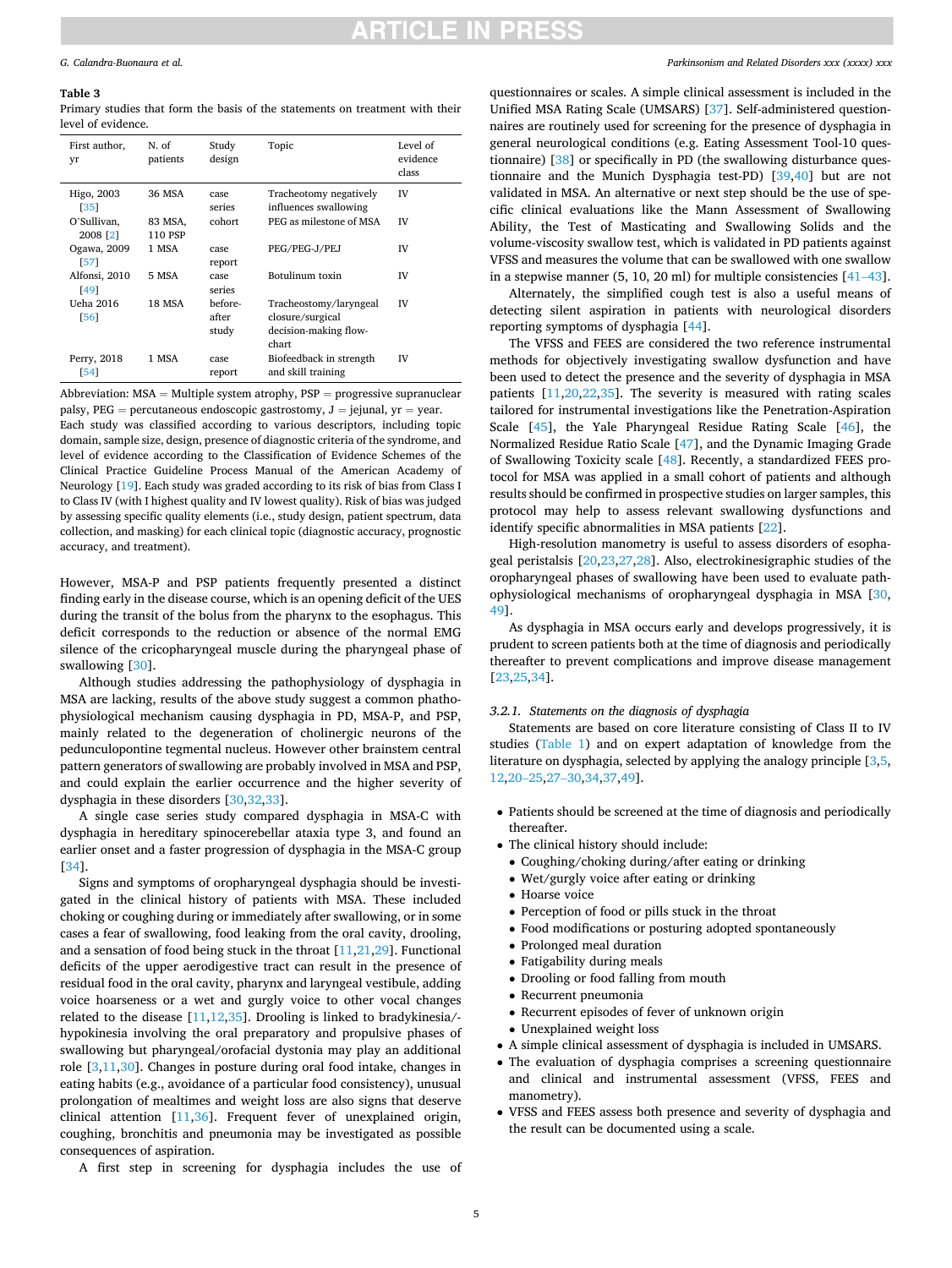**Table 3**
Primary studies that form the basis of the statements on treatment with their level of evidence.

| First author, yr | N. of patients | Study design | Topic | Level of evidence class |
|---|---|---|---|---|
| Higo, 2003 [35] | 36 MSA | case series | Tracheotomy negatively influences swallowing | IV |
| O'Sullivan, 2008 [2] | 83 MSA, 110 PSP | cohort | PEG as milestone of MSA | IV |
| Ogawa, 2009 [57] | 1 MSA | case report | PEG/PEG-J/PEJ | IV |
| Alfonsi, 2010 [49] | 5 MSA | case series | Botulinum toxin | IV |
| Ueha 2016 [56] | 18 MSA | before-after study | Tracheostomy/laryngeal closure/surgical decision-making flow-chart | IV |
| Perry, 2018 [54] | 1 MSA | case report | Biofeedback in strength and skill training | IV |

Abbreviation: MSA = Multiple system atrophy, PSP = progressive supranuclear palsy, PEG = percutaneous endoscopic gastrostomy, J = jejunal, yr = year. Each study was classified according to various descriptors, including topic domain, sample size, design, presence of diagnostic criteria of the syndrome, and level of evidence according to the Classification of Evidence Schemes of the Clinical Practice Guideline Process Manual of the American Academy of Neurology [19]. Each study was graded according to its risk of bias from Class I to Class IV (with I highest quality and IV lowest quality). Risk of bias was judged by assessing specific quality elements (i.e., study design, patient spectrum, data collection, and masking) for each clinical topic (diagnostic accuracy, prognostic accuracy, and treatment).

However, MSA-P and PSP patients frequently presented a distinct finding early in the disease course, which is an opening deficit of the UES during the transit of the bolus from the pharynx to the esophagus. This deficit corresponds to the reduction or absence of the normal EMG silence of the cricopharyngeal muscle during the pharyngeal phase of swallowing [30].

Although studies addressing the pathophysiology of dysphagia in MSA are lacking, results of the above study suggest a common phathophysiological mechanism causing dysphagia in PD, MSA-P, and PSP, mainly related to the degeneration of cholinergic neurons of the pedunculopontine tegmental nucleus. However other brainstem central pattern generators of swallowing are probably involved in MSA and PSP, and could explain the earlier occurrence and the higher severity of dysphagia in these disorders [30,32,33].

A single case series study compared dysphagia in MSA-C with dysphagia in hereditary spinocerebellar ataxia type 3, and found an earlier onset and a faster progression of dysphagia in the MSA-C group [34].

Signs and symptoms of oropharyngeal dysphagia should be investigated in the clinical history of patients with MSA. These included choking or coughing during or immediately after swallowing, or in some cases a fear of swallowing, food leaking from the oral cavity, drooling, and a sensation of food being stuck in the throat [11,21,29]. Functional deficits of the upper aerodigestive tract can result in the presence of residual food in the oral cavity, pharynx and laryngeal vestibule, adding voice hoarseness or a wet and gurgly voice to other vocal changes related to the disease [11,12,35]. Drooling is linked to bradykinesia/hypokinesia involving the oral preparatory and propulsive phases of swallowing but pharyngeal/orofacial dystonia may play an additional role [3,11,30]. Changes in posture during oral food intake, changes in eating habits (e.g., avoidance of a particular food consistency), unusual prolongation of mealtimes and weight loss are also signs that deserve clinical attention [11,36]. Frequent fever of unexplained origin, coughing, bronchitis and pneumonia may be investigated as possible consequences of aspiration.

A first step in screening for dysphagia includes the use of questionnaires or scales. A simple clinical assessment is included in the Unified MSA Rating Scale (UMSARS) [37]. Self-administered questionnaires are routinely used for screening for the presence of dysphagia in general neurological conditions (e.g. Eating Assessment Tool-10 questionnaire) [38] or specifically in PD (the swallowing disturbance questionnaire and the Munich Dysphagia test-PD) [39,40] but are not validated in MSA. An alternative or next step should be the use of specific clinical evaluations like the Mann Assessment of Swallowing Ability, the Test of Masticating and Swallowing Solids and the volume-viscosity swallow test, which is validated in PD patients against VFSS and measures the volume that can be swallowed with one swallow in a stepwise manner (5, 10, 20 ml) for multiple consistencies [41–43].

Alternately, the simplified cough test is also a useful means of detecting silent aspiration in patients with neurological disorders reporting symptoms of dysphagia [44].

The VFSS and FEES are considered the two reference instrumental methods for objectively investigating swallow dysfunction and have been used to detect the presence and the severity of dysphagia in MSA patients [11,20,22,35]. The severity is measured with rating scales tailored for instrumental investigations like the Penetration-Aspiration Scale [45], the Yale Pharyngeal Residue Rating Scale [46], the Normalized Residue Ratio Scale [47], and the Dynamic Imaging Grade of Swallowing Toxicity scale [48]. Recently, a standardized FEES protocol for MSA was applied in a small cohort of patients and although results should be confirmed in prospective studies on larger samples, this protocol may help to assess relevant swallowing dysfunctions and identify specific abnormalities in MSA patients [22].

High-resolution manometry is useful to assess disorders of esophageal peristalsis [20,23,27,28]. Also, electrokinesigraphic studies of the oropharyngeal phases of swallowing have been used to evaluate pathophysiological mechanisms of oropharyngeal dysphagia in MSA [30,49].

As dysphagia in MSA occurs early and develops progressively, it is prudent to screen patients both at the time of diagnosis and periodically thereafter to prevent complications and improve disease management [23,25,34].

#### 3.2.1. Statements on the diagnosis of dysphagia

Statements are based on core literature consisting of Class II to IV studies (Table 1) and on expert adaptation of knowledge from the literature on dysphagia, selected by applying the analogy principle [3,5,12,20–25,27–30,34,37,49].

- Patients should be screened at the time of diagnosis and periodically thereafter.
- The clinical history should include:
  - Coughing/choking during/after eating or drinking
  - Wet/gurgly voice after eating or drinking
  - Hoarse voice
  - Perception of food or pills stuck in the throat
  - Food modifications or posturing adopted spontaneously
  - Prolonged meal duration
  - Fatigability during meals
  - Drooling or food falling from mouth
  - Recurrent pneumonia
  - Recurrent episodes of fever of unknown origin
  - Unexplained weight loss
- A simple clinical assessment of dysphagia is included in UMSARS.
- The evaluation of dysphagia comprises a screening questionnaire and clinical and instrumental assessment (VFSS, FEES and manometry).
- VFSS and FEES assess both presence and severity of dysphagia and the result can be documented using a scale.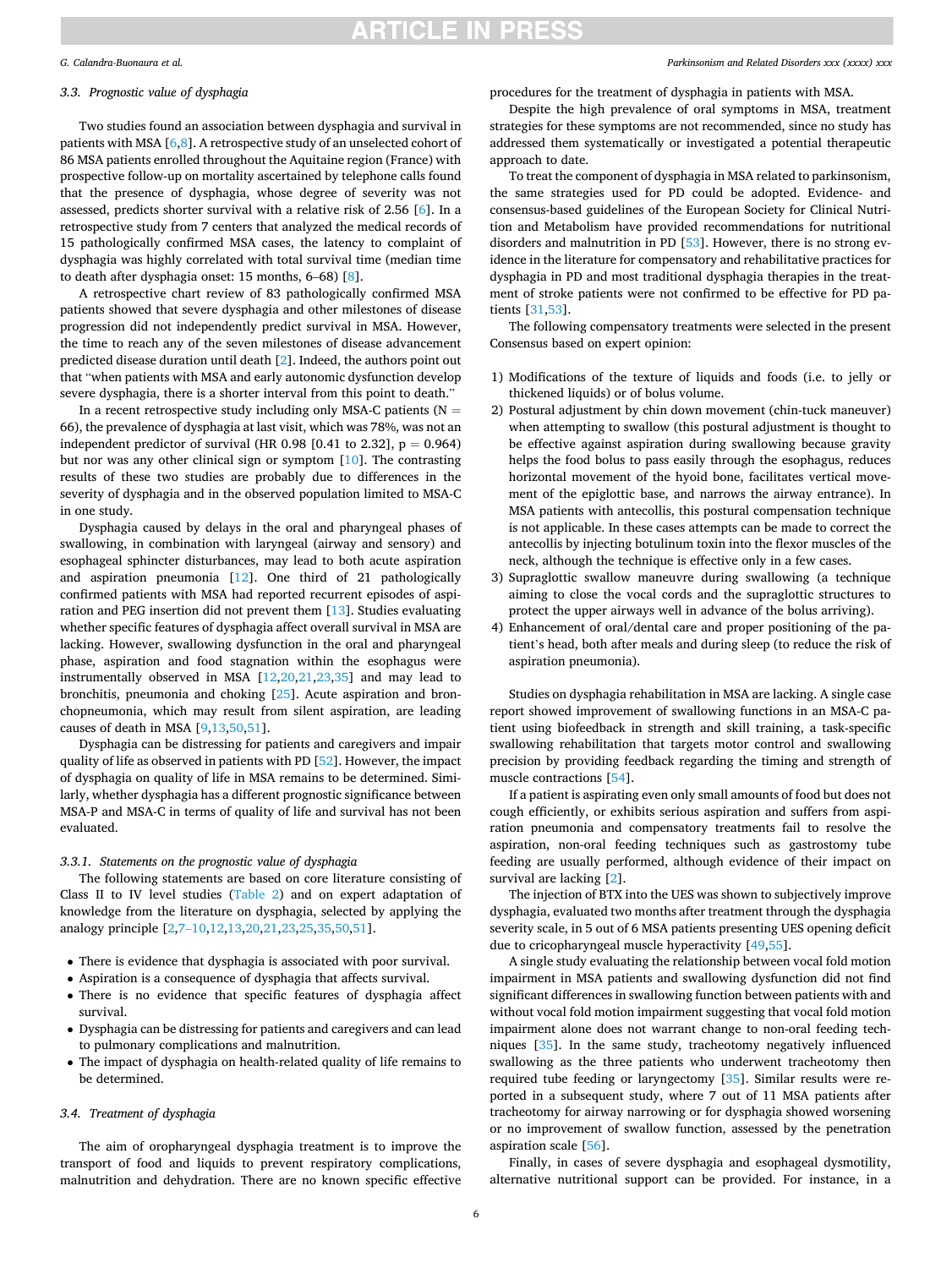### 3.3. Prognostic value of dysphagia

Two studies found an association between dysphagia and survival in patients with MSA [6,8]. A retrospective study of an unselected cohort of 86 MSA patients enrolled throughout the Aquitaine region (France) with prospective follow-up on mortality ascertained by telephone calls found that the presence of dysphagia, whose degree of severity was not assessed, predicts shorter survival with a relative risk of 2.56 [6]. In a retrospective study from 7 centers that analyzed the medical records of 15 pathologically confirmed MSA cases, the latency to complaint of dysphagia was highly correlated with total survival time (median time to death after dysphagia onset: 15 months, 6–68) [8].

A retrospective chart review of 83 pathologically confirmed MSA patients showed that severe dysphagia and other milestones of disease progression did not independently predict survival in MSA. However, the time to reach any of the seven milestones of disease advancement predicted disease duration until death [2]. Indeed, the authors point out that "when patients with MSA and early autonomic dysfunction develop severe dysphagia, there is a shorter interval from this point to death."

In a recent retrospective study including only MSA-C patients ($N = 66$), the prevalence of dysphagia at last visit, which was 78%, was not an independent predictor of survival (HR 0.98 [0.41 to 2.32], $p = 0.964$) but nor was any other clinical sign or symptom [10]. The contrasting results of these two studies are probably due to differences in the severity of dysphagia and in the observed population limited to MSA-C in one study.

Dysphagia caused by delays in the oral and pharyngeal phases of swallowing, in combination with laryngeal (airway and sensory) and esophageal sphincter disturbances, may lead to both acute aspiration and aspiration pneumonia [12]. One third of 21 pathologically confirmed patients with MSA had reported recurrent episodes of aspiration and PEG insertion did not prevent them [13]. Studies evaluating whether specific features of dysphagia affect overall survival in MSA are lacking. However, swallowing dysfunction in the oral and pharyngeal phase, aspiration and food stagnation within the esophagus were instrumentally observed in MSA [12,20,21,23,35] and may lead to bronchitis, pneumonia and choking [25]. Acute aspiration and bronchopneumonia, which may result from silent aspiration, are leading causes of death in MSA [9,13,50,51].

Dysphagia can be distressing for patients and caregivers and impair quality of life as observed in patients with PD [52]. However, the impact of dysphagia on quality of life in MSA remains to be determined. Similarly, whether dysphagia has a different prognostic significance between MSA-P and MSA-C in terms of quality of life and survival has not been evaluated.

#### 3.3.1. Statements on the prognostic value of dysphagia

The following statements are based on core literature consisting of Class II to IV level studies (Table 2) and on expert adaptation of knowledge from the literature on dysphagia, selected by applying the analogy principle [2,7–10,12,13,20,21,23,25,35,50,51].

- There is evidence that dysphagia is associated with poor survival.
- Aspiration is a consequence of dysphagia that affects survival.
- There is no evidence that specific features of dysphagia affect survival.
- Dysphagia can be distressing for patients and caregivers and can lead to pulmonary complications and malnutrition.
- The impact of dysphagia on health-related quality of life remains to be determined.

### 3.4. Treatment of dysphagia

The aim of oropharyngeal dysphagia treatment is to improve the transport of food and liquids to prevent respiratory complications, malnutrition and dehydration. There are no known specific effective procedures for the treatment of dysphagia in patients with MSA.

Despite the high prevalence of oral symptoms in MSA, treatment strategies for these symptoms are not recommended, since no study has addressed them systematically or investigated a potential therapeutic approach to date.

To treat the component of dysphagia in MSA related to parkinsonism, the same strategies used for PD could be adopted. Evidence- and consensus-based guidelines of the European Society for Clinical Nutrition and Metabolism have provided recommendations for nutritional disorders and malnutrition in PD [53]. However, there is no strong evidence in the literature for compensatory and rehabilitative practices for dysphagia in PD and most traditional dysphagia therapies in the treatment of stroke patients were not confirmed to be effective for PD patients [31,53].

The following compensatory treatments were selected in the present Consensus based on expert opinion:

1) Modifications of the texture of liquids and foods (i.e. to jelly or thickened liquids) or of bolus volume.
2) Postural adjustment by chin down movement (chin-tuck maneuver) when attempting to swallow (this postural adjustment is thought to be effective against aspiration during swallowing because gravity helps the food bolus to pass easily through the esophagus, reduces horizontal movement of the hyoid bone, facilitates vertical movement of the epiglottic base, and narrows the airway entrance). In MSA patients with antecollis, this postural compensation technique is not applicable. In these cases attempts can be made to correct the antecollis by injecting botulinum toxin into the flexor muscles of the neck, although the technique is effective only in a few cases.
3) Supraglottic swallow maneuvre during swallowing (a technique aiming to close the vocal cords and the supraglottic structures to protect the upper airways well in advance of the bolus arriving).
4) Enhancement of oral/dental care and proper positioning of the patient's head, both after meals and during sleep (to reduce the risk of aspiration pneumonia).

Studies on dysphagia rehabilitation in MSA are lacking. A single case report showed improvement of swallowing functions in an MSA-C patient using biofeedback in strength and skill training, a task-specific swallowing rehabilitation that targets motor control and swallowing precision by providing feedback regarding the timing and strength of muscle contractions [54].

If a patient is aspirating even only small amounts of food but does not cough efficiently, or exhibits serious aspiration and suffers from aspiration pneumonia and compensatory treatments fail to resolve the aspiration, non-oral feeding techniques such as gastrostomy tube feeding are usually performed, although evidence of their impact on survival are lacking [2].

The injection of BTX into the UES was shown to subjectively improve dysphagia, evaluated two months after treatment through the dysphagia severity scale, in 5 out of 6 MSA patients presenting UES opening deficit due to cricopharyngeal muscle hyperactivity [49,55].

A single study evaluating the relationship between vocal fold motion impairment in MSA patients and swallowing dysfunction did not find significant differences in swallowing function between patients with and without vocal fold motion impairment suggesting that vocal fold motion impairment alone does not warrant change to non-oral feeding techniques [35]. In the same study, tracheotomy negatively influenced swallowing as the three patients who underwent tracheotomy then required tube feeding or laryngectomy [35]. Similar results were reported in a subsequent study, where 7 out of 11 MSA patients after tracheotomy for airway narrowing or for dysphagia showed worsening or no improvement of swallow function, assessed by the penetration aspiration scale [56].

Finally, in cases of severe dysphagia and esophageal dysmotility, alternative nutritional support can be provided. For instance, in a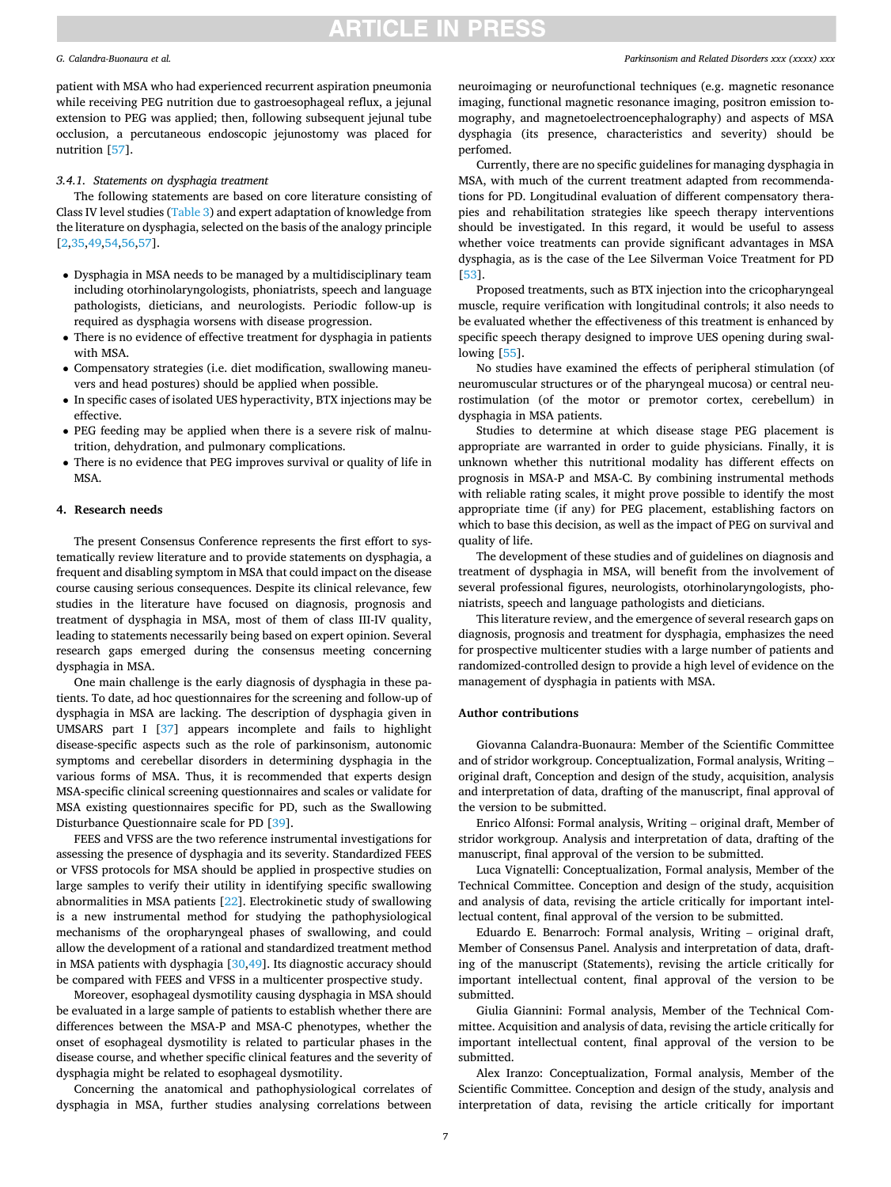patient with MSA who had experienced recurrent aspiration pneumonia while receiving PEG nutrition due to gastroesophageal reflux, a jejunal extension to PEG was applied; then, following subsequent jejunal tube occlusion, a percutaneous endoscopic jejunostomy was placed for nutrition [57].

#### 3.4.1. Statements on dysphagia treatment

The following statements are based on core literature consisting of Class IV level studies (Table 3) and expert adaptation of knowledge from the literature on dysphagia, selected on the basis of the analogy principle [2,35,49,54,56,57].

- Dysphagia in MSA needs to be managed by a multidisciplinary team including otorhinolaryngologists, phoniatrists, speech and language pathologists, dieticians, and neurologists. Periodic follow-up is required as dysphagia worsens with disease progression.
- There is no evidence of effective treatment for dysphagia in patients with MSA.
- Compensatory strategies (i.e. diet modification, swallowing maneuvers and head postures) should be applied when possible.
- In specific cases of isolated UES hyperactivity, BTX injections may be effective.
- PEG feeding may be applied when there is a severe risk of malnutrition, dehydration, and pulmonary complications.
- There is no evidence that PEG improves survival or quality of life in MSA.

## 4. Research needs

The present Consensus Conference represents the first effort to systematically review literature and to provide statements on dysphagia, a frequent and disabling symptom in MSA that could impact on the disease course causing serious consequences. Despite its clinical relevance, few studies in the literature have focused on diagnosis, prognosis and treatment of dysphagia in MSA, most of them of class III-IV quality, leading to statements necessarily being based on expert opinion. Several research gaps emerged during the consensus meeting concerning dysphagia in MSA.

One main challenge is the early diagnosis of dysphagia in these patients. To date, ad hoc questionnaires for the screening and follow-up of dysphagia in MSA are lacking. The description of dysphagia given in UMSARS part I [37] appears incomplete and fails to highlight disease-specific aspects such as the role of parkinsonism, autonomic symptoms and cerebellar disorders in determining dysphagia in the various forms of MSA. Thus, it is recommended that experts design MSA-specific clinical screening questionnaires and scales or validate for MSA existing questionnaires specific for PD, such as the Swallowing Disturbance Questionnaire scale for PD [39].

FEES and VFSS are the two reference instrumental investigations for assessing the presence of dysphagia and its severity. Standardized FEES or VFSS protocols for MSA should be applied in prospective studies on large samples to verify their utility in identifying specific swallowing abnormalities in MSA patients [22]. Electrokinetic study of swallowing is a new instrumental method for studying the pathophysiological mechanisms of the oropharyngeal phases of swallowing, and could allow the development of a rational and standardized treatment method in MSA patients with dysphagia [30,49]. Its diagnostic accuracy should be compared with FEES and VFSS in a multicenter prospective study.

Moreover, esophageal dysmotility causing dysphagia in MSA should be evaluated in a large sample of patients to establish whether there are differences between the MSA-P and MSA-C phenotypes, whether the onset of esophageal dysmotility is related to particular phases in the disease course, and whether specific clinical features and the severity of dysphagia might be related to esophageal dysmotility.

Concerning the anatomical and pathophysiological correlates of dysphagia in MSA, further studies analysing correlations between neuroimaging or neurofunctional techniques (e.g. magnetic resonance imaging, functional magnetic resonance imaging, positron emission tomography, and magnetoelectroencephalography) and aspects of MSA dysphagia (its presence, characteristics and severity) should be perfomed.

Currently, there are no specific guidelines for managing dysphagia in MSA, with much of the current treatment adapted from recommendations for PD. Longitudinal evaluation of different compensatory therapies and rehabilitation strategies like speech therapy interventions should be investigated. In this regard, it would be useful to assess whether voice treatments can provide significant advantages in MSA dysphagia, as is the case of the Lee Silverman Voice Treatment for PD [53].

Proposed treatments, such as BTX injection into the cricopharyngeal muscle, require verification with longitudinal controls; it also needs to be evaluated whether the effectiveness of this treatment is enhanced by specific speech therapy designed to improve UES opening during swallowing [55].

No studies have examined the effects of peripheral stimulation (of neuromuscular structures or of the pharyngeal mucosa) or central neurostimulation (of the motor or premotor cortex, cerebellum) in dysphagia in MSA patients.

Studies to determine at which disease stage PEG placement is appropriate are warranted in order to guide physicians. Finally, it is unknown whether this nutritional modality has different effects on prognosis in MSA-P and MSA-C. By combining instrumental methods with reliable rating scales, it might prove possible to identify the most appropriate time (if any) for PEG placement, establishing factors on which to base this decision, as well as the impact of PEG on survival and quality of life.

The development of these studies and of guidelines on diagnosis and treatment of dysphagia in MSA, will benefit from the involvement of several professional figures, neurologists, otorhinolaryngologists, phoniatrists, speech and language pathologists and dieticians.

This literature review, and the emergence of several research gaps on diagnosis, prognosis and treatment for dysphagia, emphasizes the need for prospective multicenter studies with a large number of patients and randomized-controlled design to provide a high level of evidence on the management of dysphagia in patients with MSA.

## Author contributions

Giovanna Calandra-Buonaura: Member of the Scientific Committee and of stridor workgroup. Conceptualization, Formal analysis, Writing – original draft, Conception and design of the study, acquisition, analysis and interpretation of data, drafting of the manuscript, final approval of the version to be submitted.

Enrico Alfonsi: Formal analysis, Writing – original draft, Member of stridor workgroup. Analysis and interpretation of data, drafting of the manuscript, final approval of the version to be submitted.

Luca Vignatelli: Conceptualization, Formal analysis, Member of the Technical Committee. Conception and design of the study, acquisition and analysis of data, revising the article critically for important intellectual content, final approval of the version to be submitted.

Eduardo E. Benarroch: Formal analysis, Writing – original draft, Member of Consensus Panel. Analysis and interpretation of data, drafting of the manuscript (Statements), revising the article critically for important intellectual content, final approval of the version to be submitted.

Giulia Giannini: Formal analysis, Member of the Technical Committee. Acquisition and analysis of data, revising the article critically for important intellectual content, final approval of the version to be submitted.

Alex Iranzo: Conceptualization, Formal analysis, Member of the Scientific Committee. Conception and design of the study, analysis and interpretation of data, revising the article critically for important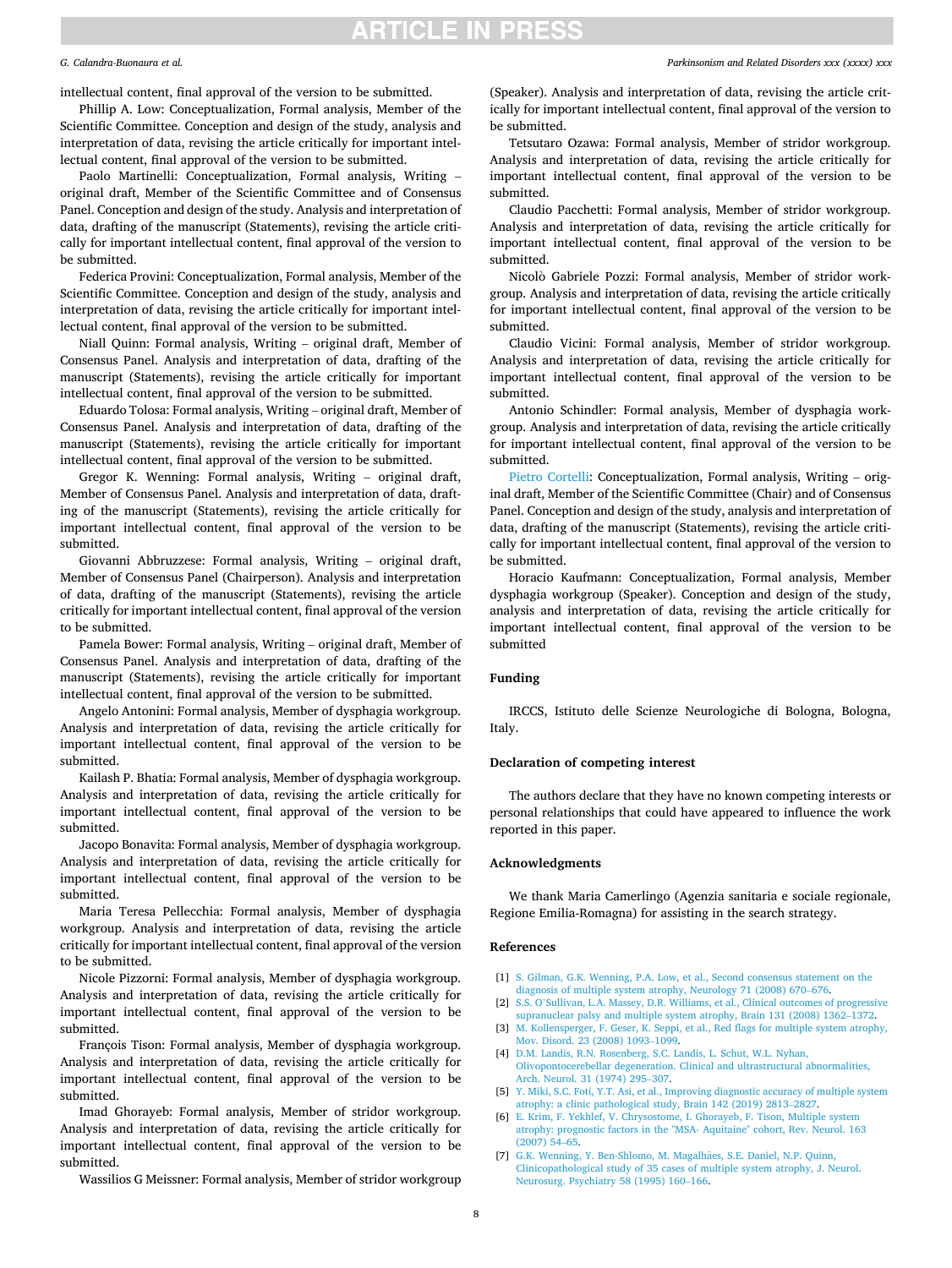intellectual content, final approval of the version to be submitted.

Phillip A. Low: Conceptualization, Formal analysis, Member of the Scientific Committee. Conception and design of the study, analysis and interpretation of data, revising the article critically for important intellectual content, final approval of the version to be submitted.

Paolo Martinelli: Conceptualization, Formal analysis, Writing – original draft, Member of the Scientific Committee and of Consensus Panel. Conception and design of the study. Analysis and interpretation of data, drafting of the manuscript (Statements), revising the article critically for important intellectual content, final approval of the version to be submitted.

Federica Provini: Conceptualization, Formal analysis, Member of the Scientific Committee. Conception and design of the study, analysis and interpretation of data, revising the article critically for important intellectual content, final approval of the version to be submitted.

Niall Quinn: Formal analysis, Writing – original draft, Member of Consensus Panel. Analysis and interpretation of data, drafting of the manuscript (Statements), revising the article critically for important intellectual content, final approval of the version to be submitted.

Eduardo Tolosa: Formal analysis, Writing – original draft, Member of Consensus Panel. Analysis and interpretation of data, drafting of the manuscript (Statements), revising the article critically for important intellectual content, final approval of the version to be submitted.

Gregor K. Wenning: Formal analysis, Writing – original draft, Member of Consensus Panel. Analysis and interpretation of data, drafting of the manuscript (Statements), revising the article critically for important intellectual content, final approval of the version to be submitted.

Giovanni Abbruzzese: Formal analysis, Writing – original draft, Member of Consensus Panel (Chairperson). Analysis and interpretation of data, drafting of the manuscript (Statements), revising the article critically for important intellectual content, final approval of the version to be submitted.

Pamela Bower: Formal analysis, Writing – original draft, Member of Consensus Panel. Analysis and interpretation of data, drafting of the manuscript (Statements), revising the article critically for important intellectual content, final approval of the version to be submitted.

Angelo Antonini: Formal analysis, Member of dysphagia workgroup. Analysis and interpretation of data, revising the article critically for important intellectual content, final approval of the version to be submitted.

Kailash P. Bhatia: Formal analysis, Member of dysphagia workgroup. Analysis and interpretation of data, revising the article critically for important intellectual content, final approval of the version to be submitted.

Jacopo Bonavita: Formal analysis, Member of dysphagia workgroup. Analysis and interpretation of data, revising the article critically for important intellectual content, final approval of the version to be submitted.

Maria Teresa Pellecchia: Formal analysis, Member of dysphagia workgroup. Analysis and interpretation of data, revising the article critically for important intellectual content, final approval of the version to be submitted.

Nicole Pizzorni: Formal analysis, Member of dysphagia workgroup. Analysis and interpretation of data, revising the article critically for important intellectual content, final approval of the version to be submitted.

François Tison: Formal analysis, Member of dysphagia workgroup. Analysis and interpretation of data, revising the article critically for important intellectual content, final approval of the version to be submitted.

Imad Ghorayeb: Formal analysis, Member of stridor workgroup. Analysis and interpretation of data, revising the article critically for important intellectual content, final approval of the version to be submitted.

Wassilios G Meissner: Formal analysis, Member of stridor workgroup (Speaker). Analysis and interpretation of data, revising the article critically for important intellectual content, final approval of the version to be submitted.

Tetsutaro Ozawa: Formal analysis, Member of stridor workgroup. Analysis and interpretation of data, revising the article critically for important intellectual content, final approval of the version to be submitted.

Claudio Pacchetti: Formal analysis, Member of stridor workgroup. Analysis and interpretation of data, revising the article critically for important intellectual content, final approval of the version to be submitted.

Nicolò Gabriele Pozzi: Formal analysis, Member of stridor workgroup. Analysis and interpretation of data, revising the article critically for important intellectual content, final approval of the version to be submitted.

Claudio Vicini: Formal analysis, Member of stridor workgroup. Analysis and interpretation of data, revising the article critically for important intellectual content, final approval of the version to be submitted.

Antonio Schindler: Formal analysis, Member of dysphagia workgroup. Analysis and interpretation of data, revising the article critically for important intellectual content, final approval of the version to be submitted.

Pietro Cortelli: Conceptualization, Formal analysis, Writing – original draft, Member of the Scientific Committee (Chair) and of Consensus Panel. Conception and design of the study, analysis and interpretation of data, drafting of the manuscript (Statements), revising the article critically for important intellectual content, final approval of the version to be submitted.

Horacio Kaufmann: Conceptualization, Formal analysis, Member dysphagia workgroup (Speaker). Conception and design of the study, analysis and interpretation of data, revising the article critically for important intellectual content, final approval of the version to be submitted

## Funding

IRCCS, Istituto delle Scienze Neurologiche di Bologna, Bologna, Italy.

## Declaration of competing interest

The authors declare that they have no known competing interests or personal relationships that could have appeared to influence the work reported in this paper.

## Acknowledgments

We thank Maria Camerlingo (Agenzia sanitaria e sociale regionale, Regione Emilia-Romagna) for assisting in the search strategy.

## References

[1] S. Gilman, G.K. Wenning, P.A. Low, et al., Second consensus statement on the diagnosis of multiple system atrophy, Neurology 71 (2008) 670–676.

[2] S.S. O'Sullivan, L.A. Massey, D.R. Williams, et al., Clinical outcomes of progressive supranuclear palsy and multiple system atrophy, Brain 131 (2008) 1362–1372.

[3] M. Kollensperger, F. Geser, K. Seppi, et al., Red flags for multiple system atrophy, Mov. Disord. 23 (2008) 1093–1099.

[4] D.M. Landis, R.N. Rosenberg, S.C. Landis, L. Schut, W.L. Nyhan, Olivopontocerebellar degeneration. Clinical and ultrastructural abnormalities, Arch. Neurol. 31 (1974) 295–307.

[5] Y. Miki, S.C. Foti, Y.T. Asi, et al., Improving diagnostic accuracy of multiple system atrophy: a clinic pathological study, Brain 142 (2019) 2813–2827.

[6] E. Krim, F. Yekhlef, V. Chrysostome, I. Ghorayeb, F. Tison, Multiple system atrophy: prognostic factors in the "MSA- Aquitaine" cohort, Rev. Neurol. 163 (2007) 54–65.

[7] G.K. Wenning, Y. Ben-Shlomo, M. Magalhães, S.E. Daniel, N.P. Quinn, Clinicopathological study of 35 cases of multiple system atrophy, J. Neurol. Neurosurg. Psychiatry 58 (1995) 160–166.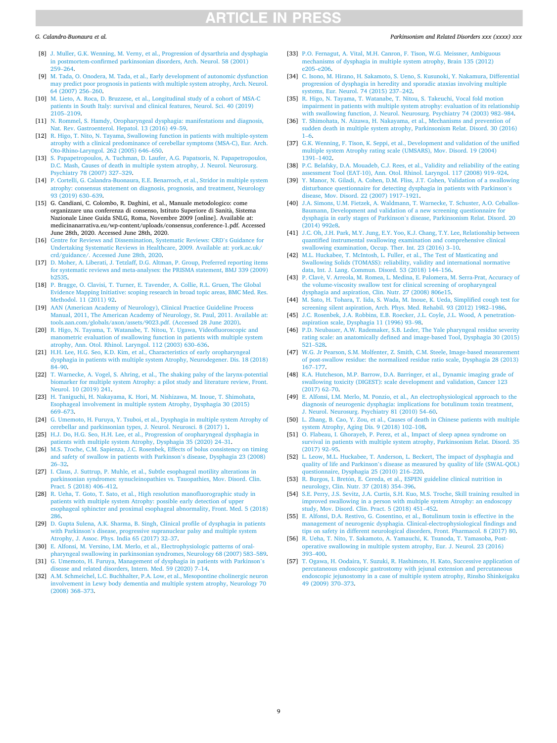[8] J. Muller, G.K. Wenning, M. Verny, et al., Progression of dysarthria and dysphagia in postmortem-confirmed parkinsonian disorders, Arch. Neurol. 58 (2001) 259–264.

[9] M. Tada, O. Onodera, M. Tada, et al., Early development of autonomic dysfunction may predict poor prognosis in patients with multiple system atrophy, Arch. Neurol. 64 (2007) 256–260.

[10] M. Lieto, A. Roca, D. Bruzzese, et al., Longitudinal study of a cohort of MSA-C patients in South Italy: survival and clinical features, Neurol. Sci. 40 (2019) 2105–2109.

[11] N. Rommel, S. Hamdy, Oropharyngeal dysphagia: manifestations and diagnosis, Nat. Rev. Gastroenterol. Hepatol. 13 (2016) 49–59.

[12] R. Higo, T. Nito, N. Tayama, Swallowing function in patients with multiple-system atrophy with a clinical predominance of cerebellar symptoms (MSA-C), Eur. Arch. Oto-Rhino-Laryngol. 262 (2005) 646–650.

[13] S. Papapetropoulos, A. Tuchman, D. Laufer, A.G. Papatsoris, N. Papapetropoulos, D.C. Mash, Causes of death in multiple system atrophy, J. Neurol. Neurosurg. Psychiatry 78 (2007) 327–329.

[14] P. Cortelli, G. Calandra-Buonaura, E.E. Benarroch, et al., Stridor in multiple system atrophy: consensus statement on diagnosis, prognosis, and treatment, Neurology 93 (2019) 630–639.

[15] G. Candiani, C. Colombo, R. Daghini, et al., Manuale metodologico: come organizzare una conferenza di consenso, Istituto Superiore di Sanità, Sistema Nazionale Linee Guida SNLG, Roma, Novembre 2009 [online]. Available at: medicinanarrativa.eu/wp-content/uploads/consensus_conference-1.pdf. Accessed June 28th, 2020. Accessed June 28th, 2020.

[16] Centre for Reviews and Dissemination, Systematic Reviews: CRD's Guidance for Undertaking Systematic Reviews in Healthcare, 2009. Available at: york.ac.uk/crd/guidance/. Accessed June 28th, 2020.

[17] D. Moher, A. Liberati, J. Tetzlaff, D.G. Altman, P. Group, Preferred reporting items for systematic reviews and meta-analyses: the PRISMA statement, BMJ 339 (2009) b2535.

[18] P. Bragge, O. Clavisi, T. Turner, E. Tavender, A. Collie, R.L. Gruen, The Global Evidence Mapping Initiative: scoping research in broad topic areas, BMC Med. Res. Methodol. 11 (2011) 92.

[19] AAN (American Academy of Neurology), Clinical Practice Guideline Process Manual, 2011, The American Academy of Neurology, St. Paul, 2011. Available at: tools.aan.com/globals/axon/assets/9023.pdf. (Accessed 28 June 2020).

[20] R. Higo, N. Tayama, T. Watanabe, T. Nitou, Y. Ugawa, Videofluoroscopic and manometric evaluation of swallowing function in patients with multiple system atrophy, Ann. Otol. Rhinol. Laryngol. 112 (2003) 630–636.

[21] H.H. Lee, H.G. Seo, K.D. Kim, et al., Characteristics of early oropharyngeal dysphagia in patients with multiple system Atrophy, Neurodegener. Dis. 18 (2018) 84–90.

[22] T. Warnecke, A. Vogel, S. Ahring, et al., The shaking palsy of the larynx-potential biomarker for multiple system Atrophy: a pilot study and literature review, Front. Neurol. 10 (2019) 241.

[23] H. Taniguchi, H. Nakayama, K. Hori, M. Nishizawa, M. Inoue, T. Shimohata, Esophageal involvement in multiple system Atrophy, Dysphagia 30 (2015) 669–673.

[24] G. Umemoto, H. Furuya, Y. Tsuboi, et al., Dysphagia in multiple system Atrophy of cerebellar and parkinsonian types, J. Neurol. Neurosci. 8 (2017) 1.

[25] H.J. Do, H.G. Seo, H.H. Lee, et al., Progression of oropharyngeal dysphagia in patients with multiple system Atrophy, Dysphagia 35 (2020) 24–31.

[26] M.S. Troche, C.M. Sapienza, J.C. Rosenbek, Effects of bolus consistency on timing and safety of swallow in patients with Parkinson's disease, Dysphagia 23 (2008) 26–32.

[27] I. Claus, J. Suttrup, P. Muhle, et al., Subtle esophageal motility alterations in parkinsonian syndromes: synucleinopathies vs. Tauopathies, Mov. Disord. Clin. Pract. 5 (2018) 406–412.

[28] R. Ueha, T. Goto, T. Sato, et al., High resolution manofluorographic study in patients with multiple system Atrophy: possible early detection of upper esophageal sphincter and proximal esophageal abnormality, Front. Med. 5 (2018) 286.

[29] D. Gupta Sulena, A.K. Sharma, B. Singh, Clinical profile of dysphagia in patients with Parkinson's disease, progressive supranuclear palsy and multiple system Atrophy, J. Assoc. Phys. India 65 (2017) 32–37.

[30] E. Alfonsi, M. Versino, I.M. Merlo, et al., Electrophysiologic patterns of oral-pharyngeal swallowing in parkinsonian syndromes, Neurology 68 (2007) 583–589.

[31] G. Umemoto, H. Furuya, Management of dysphagia in patients with Parkinson's disease and related disorders, Intern. Med. 59 (2020) 7–14.

[32] A.M. Schmeichel, L.C. Buchhalter, P.A. Low, et al., Mesopontine cholinergic neuron involvement in Lewy body dementia and multiple system atrophy, Neurology 70 (2008) 368–373.

[33] P.O. Fernagut, A. Vital, M.H. Canron, F. Tison, W.G. Meissner, Ambiguous mechanisms of dysphagia in multiple system atrophy, Brain 135 (2012) e205–e206.

[34] C. Isono, M. Hirano, H. Sakamoto, S. Ueno, S. Kusunoki, Y. Nakamura, Differential progression of dysphagia in heredity and sporadic ataxias involving multiple systems, Eur. Neurol. 74 (2015) 237–242.

[35] R. Higo, N. Tayama, T. Watanabe, T. Nitou, S. Takeuchi, Vocal fold motion impairment in patients with multiple system atrophy: evaluation of its relationship with swallowing function, J. Neurol. Neurosurg. Psychiatry 74 (2003) 982–984.

[36] T. Shimohata, N. Aizawa, H. Nakayama, et al., Mechanisms and prevention of sudden death in multiple system atrophy, Parkinsonism Relat. Disord. 30 (2016) 1–6.

[37] G.K. Wenning, F. Tison, K. Seppi, et al., Development and validation of the unified multiple system Atrophy rating scale (UMSARS), Mov. Disord. 19 (2004) 1391–1402.

[38] P.C. Belafsky, D.A. Mouadeb, C.J. Rees, et al., Validity and reliability of the eating assessment Tool (EAT-10), Ann. Otol. Rhinol. Laryngol. 117 (2008) 919–924.

[39] Y. Manor, N. Giladi, A. Cohen, D.M. Fliss, J.T. Cohen, Validation of a swallowing disturbance questionnaire for detecting dysphagia in patients with Parkinson's disease, Mov. Disord. 22 (2007) 1917–1921.

[40] J.A. Simons, U.M. Fietzek, A. Waldmann, T. Warnecke, T. Schuster, A.O. Ceballos-Baumann, Development and validation of a new screening questionnaire for dysphagia in early stages of Parkinson's disease, Parkinsonism Relat. Disord. 20 (2014) 992e8.

[41] J.C. Oh, J.H. Park, M.Y. Jung, E.Y. Yoo, K.J. Chang, T.Y. Lee, Relationship between quantified instrumental swallowing examination and comprehensive clinical swallowing examination, Occup. Ther. Int. 23 (2016) 3–10.

[42] M.L. Huckabee, T. McIntosh, L. Fuller, et al., The Test of Masticating and Swallowing Solids (TOMASS): reliability, validity and international normative data, Int. J. Lang. Commun. Disord. 53 (2018) 144–156.

[43] P. Clavè, V. Arreola, M. Romea, L. Medina, E. Palomera, M. Serra-Prat, Accuracy of the volume-viscosity swallow test for clinical screening of oropharyngeal dysphagia and aspiration, Clin. Nutr. 27 (2008) 806e15.

[44] M. Sato, H. Tohara, T. Iida, S. Wada, M. Inoue, K. Ueda, Simplified cough test for screening silent aspiration, Arch. Phys. Med. Rehabil. 93 (2012) 1982–1986.

[45] J.C. Rosenbek, J.A. Robbins, E.B. Roecker, J.L. Coyle, J.L. Wood, A penetration-aspiration scale, Dysphagia 11 (1996) 93–98.

[46] P.D. Neubauer, A.W. Rademaker, S.B. Leder, The Yale pharyngeal residue severity rating scale: an anatomically defined and image-based Tool, Dysphagia 30 (2015) 521–528.

[47] W.G. Jr Pearson, S.M. Molfenter, Z. Smith, C.M. Steele, Image-based measurement of post-swallow residue: the normalized residue ratio scale, Dysphagia 28 (2013) 167–177.

[48] K.A. Hutcheson, M.P. Barrow, D.A. Barringer, et al., Dynamic imaging grade of swallowing toxicity (DIGEST): scale development and validation, Cancer 123 (2017) 62–70.

[49] E. Alfonsi, I.M. Merlo, M. Ponzio, et al., An electrophysiological approach to the diagnosis of neurogenic dysphagia: implications for botulinum toxin treatment, J. Neurol. Neurosurg. Psychiatry 81 (2010) 54–60.

[50] L. Zhang, B. Cao, Y. Zou, et al., Causes of death in Chinese patients with multiple system Atrophy, Aging Dis. 9 (2018) 102–108.

[51] O. Flabeau, I. Ghorayeb, P. Perez, et al., Impact of sleep apnea syndrome on survival in patients with multiple system atrophy, Parkinsonism Relat. Disord. 35 (2017) 92–95.

[52] L. Leow, M.L. Huckabee, T. Anderson, L. Beckert, The impact of dysphagia and quality of life and Parkinson's disease as measured by quality of life (SWAL-QOL) questionnaire, Dysphagia 25 (2010) 216–220.

[53] R. Burgos, I. Bretón, E. Cereda, et al., ESPEN guideline clinical nutrition in neurology, Clin. Nutr. 37 (2018) 354–396.

[54] S.E. Perry, J.S. Sevitz, J.A. Curtis, S.H. Kuo, M.S. Troche, Skill training resulted in improved swallowing in a person with multiple system Atrophy: an endoscopy study, Mov. Disord. Clin. Pract. 5 (2018) 451–452.

[55] E. Alfonsi, D.A. Restivo, G. Cosentino, et al., Botulinum toxin is effective in the management of neurogenic dysphagia. Clinical-electrophysiological findings and tips on safety in different neurological disorders, Front. Pharmacol. 8 (2017) 80.

[56] R. Ueha, T. Nito, T. Sakamoto, A. Yamauchi, K. Tsunoda, T. Yamasoba, Post-operative swallowing in multiple system atrophy, Eur. J. Neurol. 23 (2016) 393–400.

[57] T. Ogawa, H. Oodaira, Y. Suzuki, R. Hashimoto, H. Kato, Successive application of percutaneous endoscopic gastrostomy with jejunal extension and percutaneous endoscopic jejunostomy in a case of multiple system atrophy, Rinsho Shinkeigaku 49 (2009) 370–373.